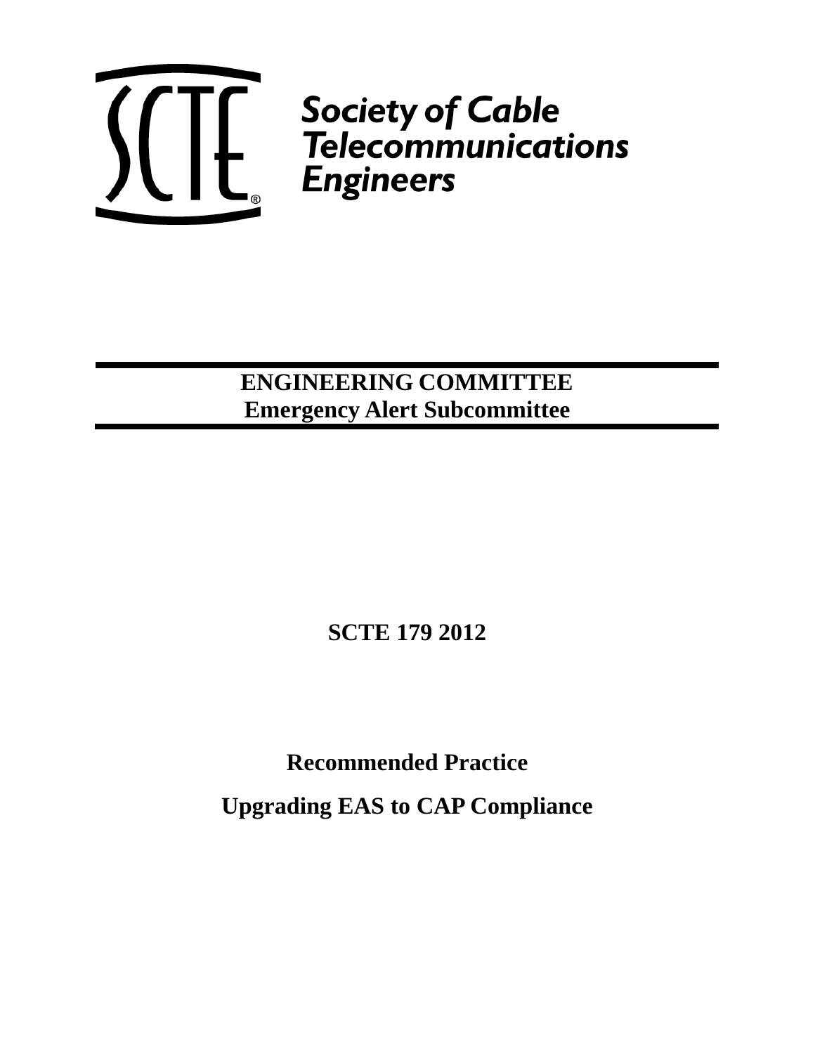SCTE

Society of Cable Telecommunications Engineers

**ENGINEERING COMMITTEE**
**Emergency Alert Subcommittee**

# SCTE 179 2012

## Recommended Practice

## Upgrading EAS to CAP Compliance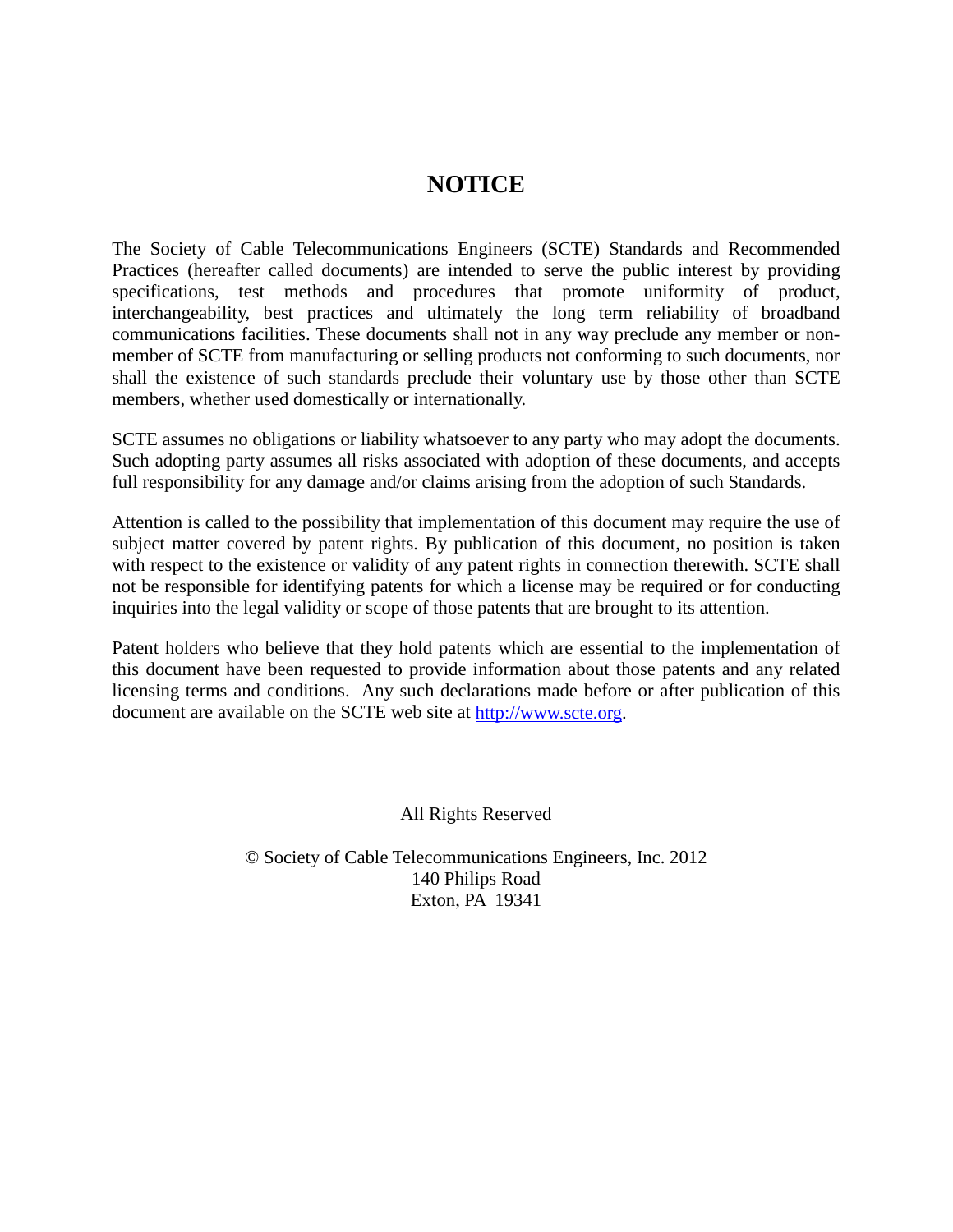# NOTICE

The Society of Cable Telecommunications Engineers (SCTE) Standards and Recommended Practices (hereafter called documents) are intended to serve the public interest by providing specifications, test methods and procedures that promote uniformity of product, interchangeability, best practices and ultimately the long term reliability of broadband communications facilities. These documents shall not in any way preclude any member or non-member of SCTE from manufacturing or selling products not conforming to such documents, nor shall the existence of such standards preclude their voluntary use by those other than SCTE members, whether used domestically or internationally.

SCTE assumes no obligations or liability whatsoever to any party who may adopt the documents. Such adopting party assumes all risks associated with adoption of these documents, and accepts full responsibility for any damage and/or claims arising from the adoption of such Standards.

Attention is called to the possibility that implementation of this document may require the use of subject matter covered by patent rights. By publication of this document, no position is taken with respect to the existence or validity of any patent rights in connection therewith. SCTE shall not be responsible for identifying patents for which a license may be required or for conducting inquiries into the legal validity or scope of those patents that are brought to its attention.

Patent holders who believe that they hold patents which are essential to the implementation of this document have been requested to provide information about those patents and any related licensing terms and conditions. Any such declarations made before or after publication of this document are available on the SCTE web site at http://www.scte.org.

All Rights Reserved

© Society of Cable Telecommunications Engineers, Inc. 2012
140 Philips Road
Exton, PA 19341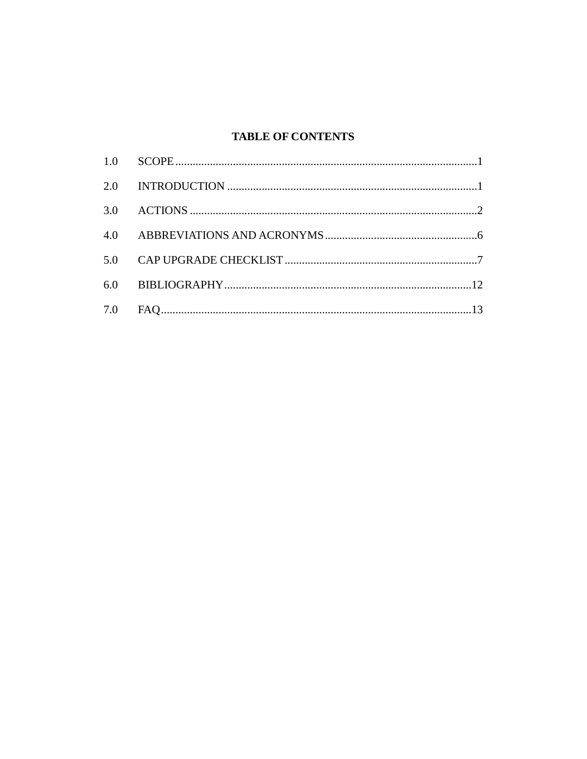# TABLE OF CONTENTS

| | | |
|---|---|---|
| 1.0 | SCOPE | 1 |
| 2.0 | INTRODUCTION | 1 |
| 3.0 | ACTIONS | 2 |
| 4.0 | ABBREVIATIONS AND ACRONYMS | 6 |
| 5.0 | CAP UPGRADE CHECKLIST | 7 |
| 6.0 | BIBLIOGRAPHY | 12 |
| 7.0 | FAQ | 13 |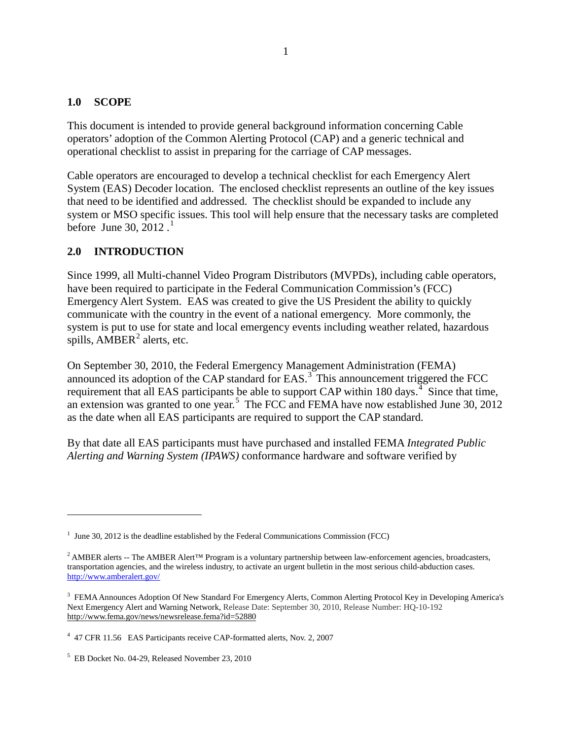## 1.0 SCOPE

This document is intended to provide general background information concerning Cable operators' adoption of the Common Alerting Protocol (CAP) and a generic technical and operational checklist to assist in preparing for the carriage of CAP messages.

Cable operators are encouraged to develop a technical checklist for each Emergency Alert System (EAS) Decoder location. The enclosed checklist represents an outline of the key issues that need to be identified and addressed. The checklist should be expanded to include any system or MSO specific issues. This tool will help ensure that the necessary tasks are completed before June 30, 2012 .[1]

## 2.0 INTRODUCTION

Since 1999, all Multi-channel Video Program Distributors (MVPDs), including cable operators, have been required to participate in the Federal Communication Commission's (FCC) Emergency Alert System. EAS was created to give the US President the ability to quickly communicate with the country in the event of a national emergency. More commonly, the system is put to use for state and local emergency events including weather related, hazardous spills, AMBER[2] alerts, etc.

On September 30, 2010, the Federal Emergency Management Administration (FEMA) announced its adoption of the CAP standard for EAS.[3] This announcement triggered the FCC requirement that all EAS participants be able to support CAP within 180 days.[4] Since that time, an extension was granted to one year.[5] The FCC and FEMA have now established June 30, 2012 as the date when all EAS participants are required to support the CAP standard.

By that date all EAS participants must have purchased and installed FEMA *Integrated Public Alerting and Warning System (IPAWS)* conformance hardware and software verified by

---

[1] June 30, 2012 is the deadline established by the Federal Communications Commission (FCC)

[2] AMBER alerts -- The AMBER Alert™ Program is a voluntary partnership between law-enforcement agencies, broadcasters, transportation agencies, and the wireless industry, to activate an urgent bulletin in the most serious child-abduction cases. http://www.amberalert.gov/

[3] FEMA Announces Adoption Of New Standard For Emergency Alerts, Common Alerting Protocol Key in Developing America's Next Emergency Alert and Warning Network, Release Date: September 30, 2010, Release Number: HQ-10-192 http://www.fema.gov/news/newsrelease.fema?id=52880

[4] 47 CFR 11.56 EAS Participants receive CAP-formatted alerts, Nov. 2, 2007

[5] EB Docket No. 04-29, Released November 23, 2010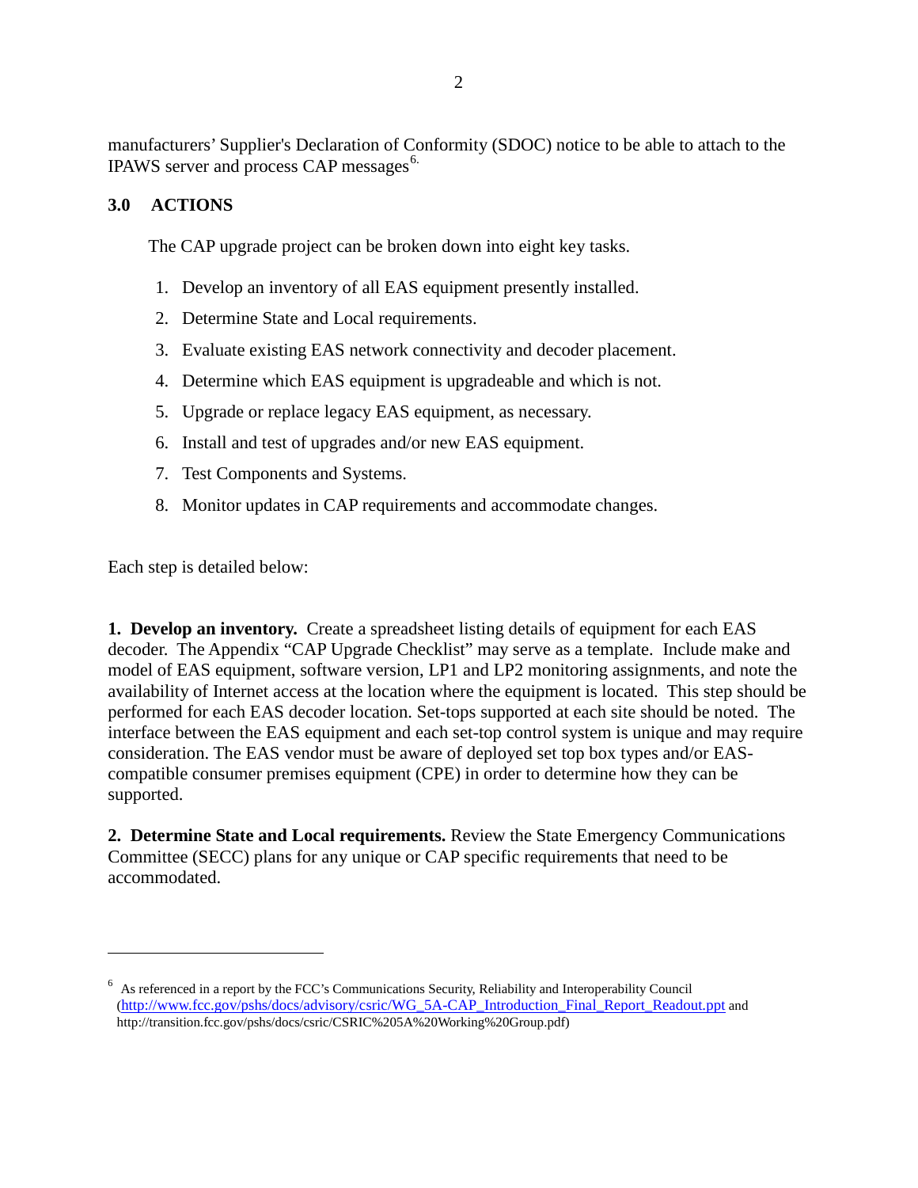manufacturers' Supplier's Declaration of Conformity (SDOC) notice to be able to attach to the IPAWS server and process CAP messages[6].

## 3.0 ACTIONS

The CAP upgrade project can be broken down into eight key tasks.

1. Develop an inventory of all EAS equipment presently installed.
2. Determine State and Local requirements.
3. Evaluate existing EAS network connectivity and decoder placement.
4. Determine which EAS equipment is upgradeable and which is not.
5. Upgrade or replace legacy EAS equipment, as necessary.
6. Install and test of upgrades and/or new EAS equipment.
7. Test Components and Systems.
8. Monitor updates in CAP requirements and accommodate changes.

Each step is detailed below:

**1. Develop an inventory.** Create a spreadsheet listing details of equipment for each EAS decoder. The Appendix "CAP Upgrade Checklist" may serve as a template. Include make and model of EAS equipment, software version, LP1 and LP2 monitoring assignments, and note the availability of Internet access at the location where the equipment is located. This step should be performed for each EAS decoder location. Set-tops supported at each site should be noted. The interface between the EAS equipment and each set-top control system is unique and may require consideration. The EAS vendor must be aware of deployed set top box types and/or EAS-compatible consumer premises equipment (CPE) in order to determine how they can be supported.

**2. Determine State and Local requirements.** Review the State Emergency Communications Committee (SECC) plans for any unique or CAP specific requirements that need to be accommodated.

---

[6] As referenced in a report by the FCC's Communications Security, Reliability and Interoperability Council (http://www.fcc.gov/pshs/docs/advisory/csric/WG_5A-CAP_Introduction_Final_Report_Readout.ppt and http://transition.fcc.gov/pshs/docs/csric/CSRIC%205A%20Working%20Group.pdf)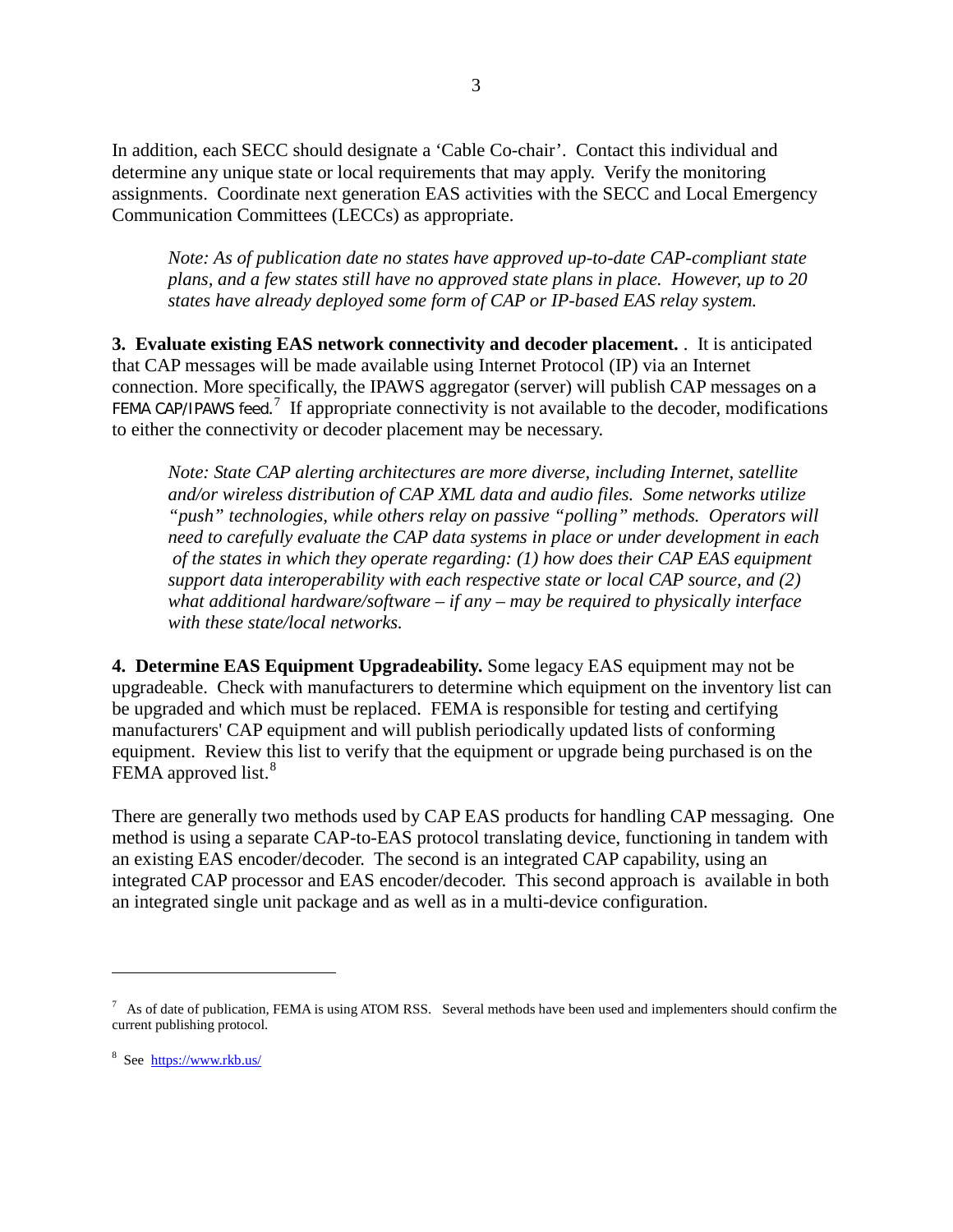In addition, each SECC should designate a 'Cable Co-chair'. Contact this individual and determine any unique state or local requirements that may apply. Verify the monitoring assignments. Coordinate next generation EAS activities with the SECC and Local Emergency Communication Committees (LECCs) as appropriate.

> *Note: As of publication date no states have approved up-to-date CAP-compliant state plans, and a few states still have no approved state plans in place. However, up to 20 states have already deployed some form of CAP or IP-based EAS relay system.*

**3. Evaluate existing EAS network connectivity and decoder placement.** . It is anticipated that CAP messages will be made available using Internet Protocol (IP) via an Internet connection. More specifically, the IPAWS aggregator (server) will publish CAP messages on a FEMA CAP/IPAWS feed.[7] If appropriate connectivity is not available to the decoder, modifications to either the connectivity or decoder placement may be necessary.

> *Note: State CAP alerting architectures are more diverse, including Internet, satellite and/or wireless distribution of CAP XML data and audio files. Some networks utilize "push" technologies, while others relay on passive "polling" methods. Operators will need to carefully evaluate the CAP data systems in place or under development in each of the states in which they operate regarding: (1) how does their CAP EAS equipment support data interoperability with each respective state or local CAP source, and (2) what additional hardware/software – if any – may be required to physically interface with these state/local networks.*

**4. Determine EAS Equipment Upgradeability.** Some legacy EAS equipment may not be upgradeable. Check with manufacturers to determine which equipment on the inventory list can be upgraded and which must be replaced. FEMA is responsible for testing and certifying manufacturers' CAP equipment and will publish periodically updated lists of conforming equipment. Review this list to verify that the equipment or upgrade being purchased is on the FEMA approved list.[8]

There are generally two methods used by CAP EAS products for handling CAP messaging. One method is using a separate CAP-to-EAS protocol translating device, functioning in tandem with an existing EAS encoder/decoder. The second is an integrated CAP capability, using an integrated CAP processor and EAS encoder/decoder. This second approach is available in both an integrated single unit package and as well as in a multi-device configuration.

---

[7] As of date of publication, FEMA is using ATOM RSS. Several methods have been used and implementers should confirm the current publishing protocol.

[8] See https://www.rkb.us/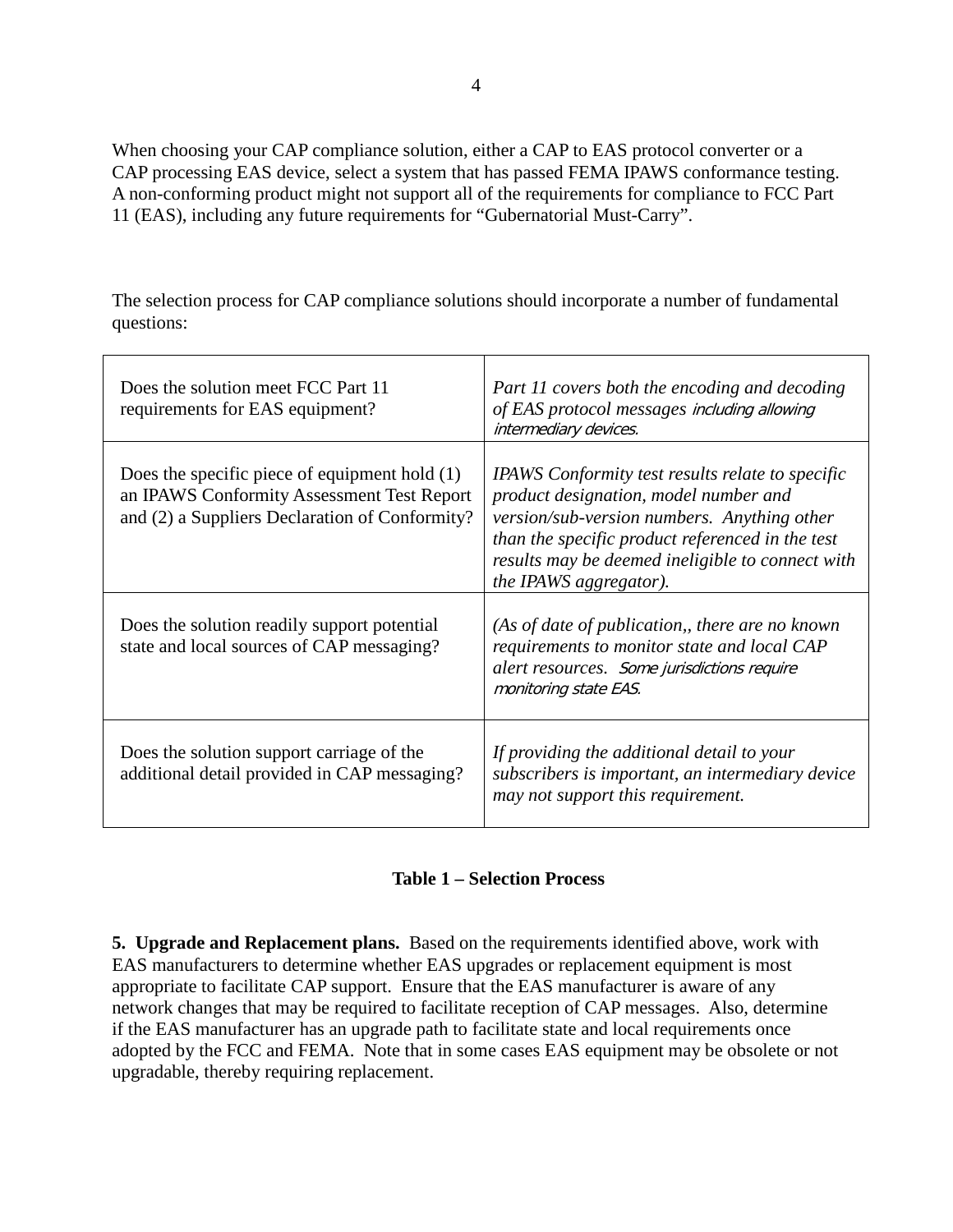When choosing your CAP compliance solution, either a CAP to EAS protocol converter or a CAP processing EAS device, select a system that has passed FEMA IPAWS conformance testing. A non-conforming product might not support all of the requirements for compliance to FCC Part 11 (EAS), including any future requirements for "Gubernatorial Must-Carry".

The selection process for CAP compliance solutions should incorporate a number of fundamental questions:

| | |
|---|---|
| Does the solution meet FCC Part 11 requirements for EAS equipment? | *Part 11 covers both the encoding and decoding of EAS protocol messages including allowing intermediary devices.* |
| Does the specific piece of equipment hold (1) an IPAWS Conformity Assessment Test Report and (2) a Suppliers Declaration of Conformity? | *IPAWS Conformity test results relate to specific product designation, model number and version/sub-version numbers. Anything other than the specific product referenced in the test results may be deemed ineligible to connect with the IPAWS aggregator).* |
| Does the solution readily support potential state and local sources of CAP messaging? | *(As of date of publication,, there are no known requirements to monitor state and local CAP alert resources. Some jurisdictions require monitoring state EAS.* |
| Does the solution support carriage of the additional detail provided in CAP messaging? | *If providing the additional detail to your subscribers is important, an intermediary device may not support this requirement.* |

**Table 1 – Selection Process**

**5. Upgrade and Replacement plans.** Based on the requirements identified above, work with EAS manufacturers to determine whether EAS upgrades or replacement equipment is most appropriate to facilitate CAP support. Ensure that the EAS manufacturer is aware of any network changes that may be required to facilitate reception of CAP messages. Also, determine if the EAS manufacturer has an upgrade path to facilitate state and local requirements once adopted by the FCC and FEMA. Note that in some cases EAS equipment may be obsolete or not upgradable, thereby requiring replacement.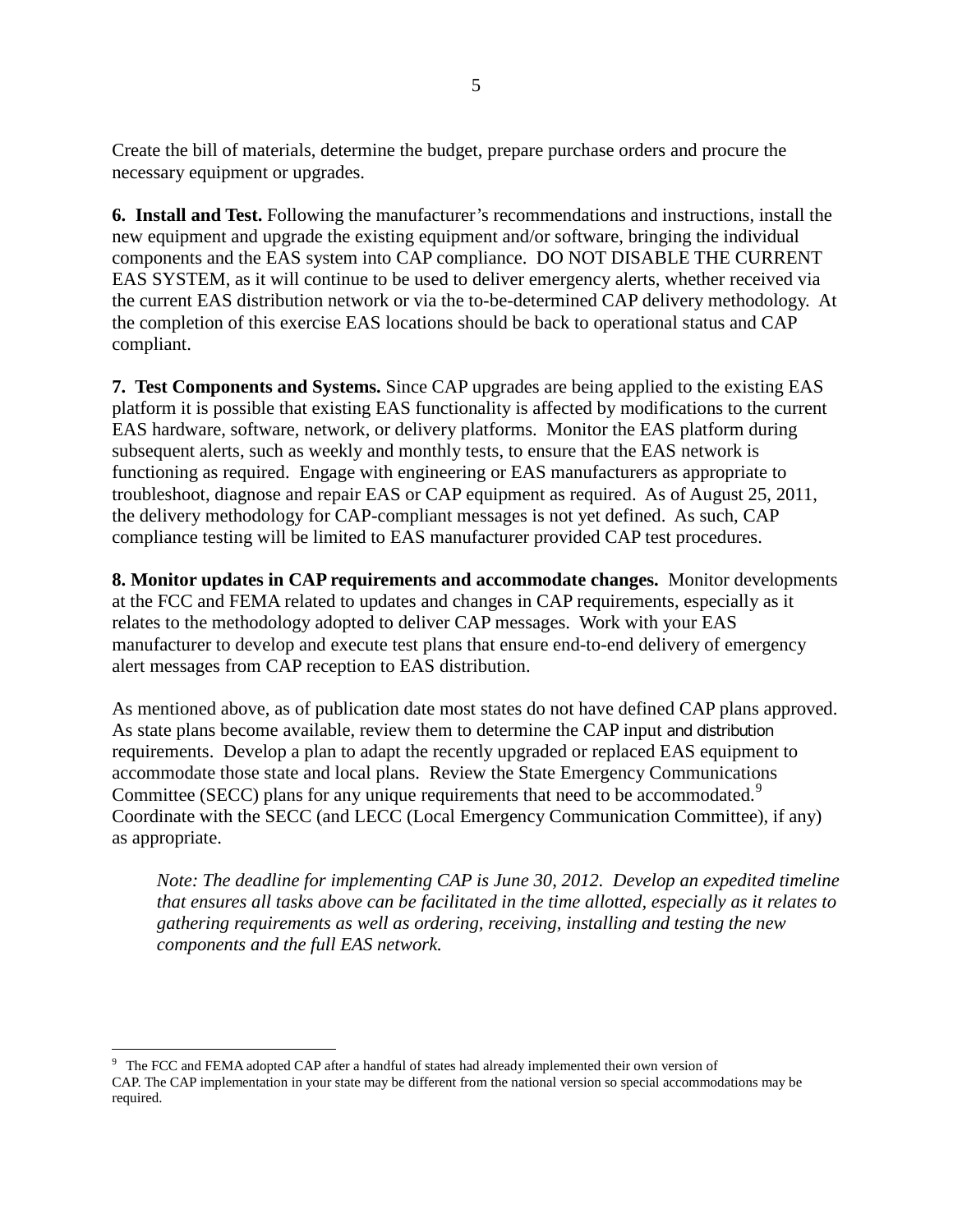Create the bill of materials, determine the budget, prepare purchase orders and procure the necessary equipment or upgrades.

**6. Install and Test.** Following the manufacturer's recommendations and instructions, install the new equipment and upgrade the existing equipment and/or software, bringing the individual components and the EAS system into CAP compliance. DO NOT DISABLE THE CURRENT EAS SYSTEM, as it will continue to be used to deliver emergency alerts, whether received via the current EAS distribution network or via the to-be-determined CAP delivery methodology. At the completion of this exercise EAS locations should be back to operational status and CAP compliant.

**7. Test Components and Systems.** Since CAP upgrades are being applied to the existing EAS platform it is possible that existing EAS functionality is affected by modifications to the current EAS hardware, software, network, or delivery platforms. Monitor the EAS platform during subsequent alerts, such as weekly and monthly tests, to ensure that the EAS network is functioning as required. Engage with engineering or EAS manufacturers as appropriate to troubleshoot, diagnose and repair EAS or CAP equipment as required. As of August 25, 2011, the delivery methodology for CAP-compliant messages is not yet defined. As such, CAP compliance testing will be limited to EAS manufacturer provided CAP test procedures.

**8. Monitor updates in CAP requirements and accommodate changes.** Monitor developments at the FCC and FEMA related to updates and changes in CAP requirements, especially as it relates to the methodology adopted to deliver CAP messages. Work with your EAS manufacturer to develop and execute test plans that ensure end-to-end delivery of emergency alert messages from CAP reception to EAS distribution.

As mentioned above, as of publication date most states do not have defined CAP plans approved. As state plans become available, review them to determine the CAP input and distribution requirements. Develop a plan to adapt the recently upgraded or replaced EAS equipment to accommodate those state and local plans. Review the State Emergency Communications Committee (SECC) plans for any unique requirements that need to be accommodated.[9] Coordinate with the SECC (and LECC (Local Emergency Communication Committee), if any) as appropriate.

> *Note: The deadline for implementing CAP is June 30, 2012. Develop an expedited timeline that ensures all tasks above can be facilitated in the time allotted, especially as it relates to gathering requirements as well as ordering, receiving, installing and testing the new components and the full EAS network.*

---

[9] The FCC and FEMA adopted CAP after a handful of states had already implemented their own version of CAP. The CAP implementation in your state may be different from the national version so special accommodations may be required.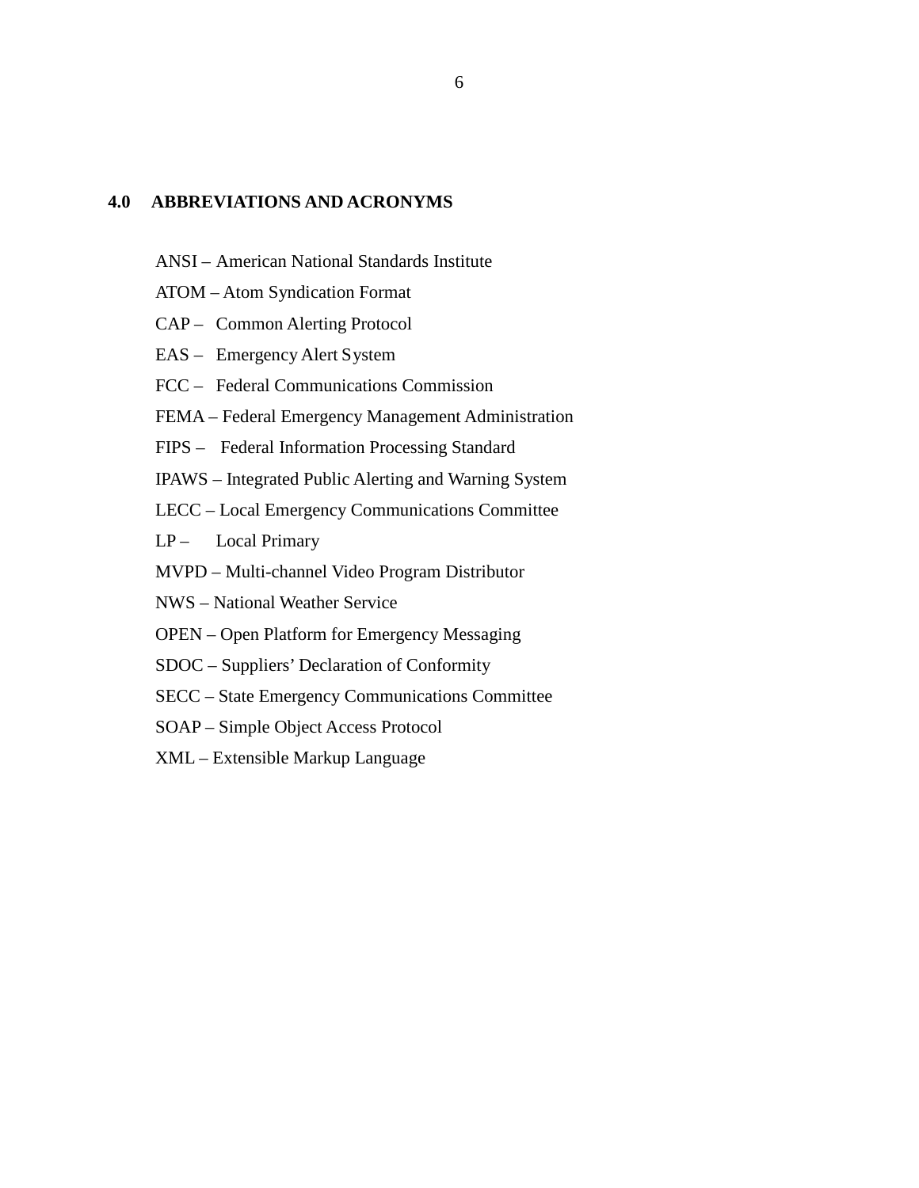## 4.0 ABBREVIATIONS AND ACRONYMS

ANSI – American National Standards Institute

ATOM – Atom Syndication Format

CAP – Common Alerting Protocol

EAS – Emergency Alert System

FCC – Federal Communications Commission

FEMA – Federal Emergency Management Administration

FIPS – Federal Information Processing Standard

IPAWS – Integrated Public Alerting and Warning System

LECC – Local Emergency Communications Committee

LP – Local Primary

MVPD – Multi-channel Video Program Distributor

NWS – National Weather Service

OPEN – Open Platform for Emergency Messaging

SDOC – Suppliers' Declaration of Conformity

SECC – State Emergency Communications Committee

SOAP – Simple Object Access Protocol

XML – Extensible Markup Language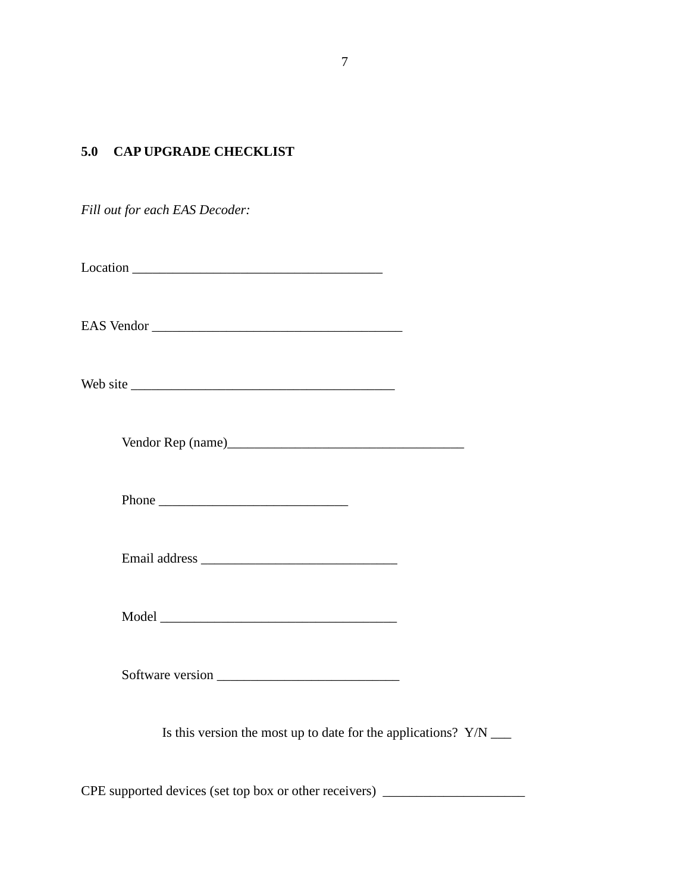## 5.0 CAP UPGRADE CHECKLIST

*Fill out for each EAS Decoder:*

Location ____________________________________

EAS Vendor ____________________________________

Web site ______________________________________

Vendor Rep (name)___________________________________

Phone ___________________________

Email address ____________________________

Model __________________________________

Software version __________________________

Is this version the most up to date for the applications? Y/N ___

CPE supported devices (set top box or other receivers) ____________________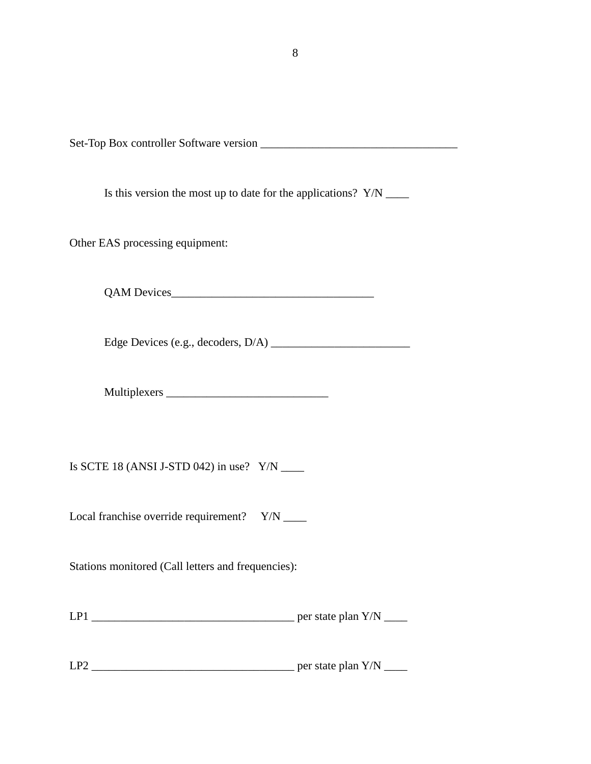Set-Top Box controller Software version ___________________________________

Is this version the most up to date for the applications?  Y/N ____

Other EAS processing equipment:

QAM Devices____________________________________

Edge Devices (e.g., decoders, D/A) ________________________

Multiplexers ____________________________

Is SCTE 18 (ANSI J-STD 042) in use?   Y/N ____

Local franchise override requirement?     Y/N ____

Stations monitored (Call letters and frequencies):

LP1 ___________________________________ per state plan Y/N ____

LP2 ___________________________________ per state plan Y/N ____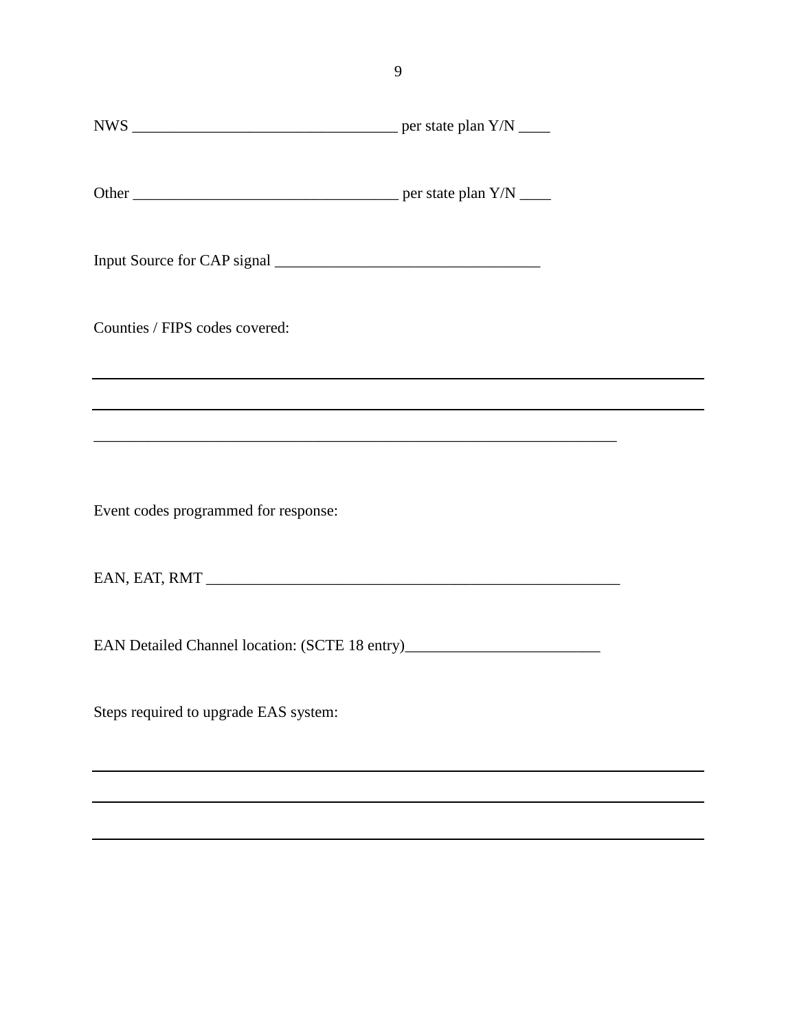NWS __________________________________ per state plan Y/N ____

Other __________________________________ per state plan Y/N ____

Input Source for CAP signal __________________________________

Counties / FIPS codes covered:

___________________________________________________________________________

___________________________________________________________________________

___________________________________________________________________

Event codes programmed for response:

EAN, EAT, RMT ______________________________________________________

EAN Detailed Channel location: (SCTE 18 entry)_________________________

Steps required to upgrade EAS system:

___________________________________________________________________________

___________________________________________________________________________

___________________________________________________________________________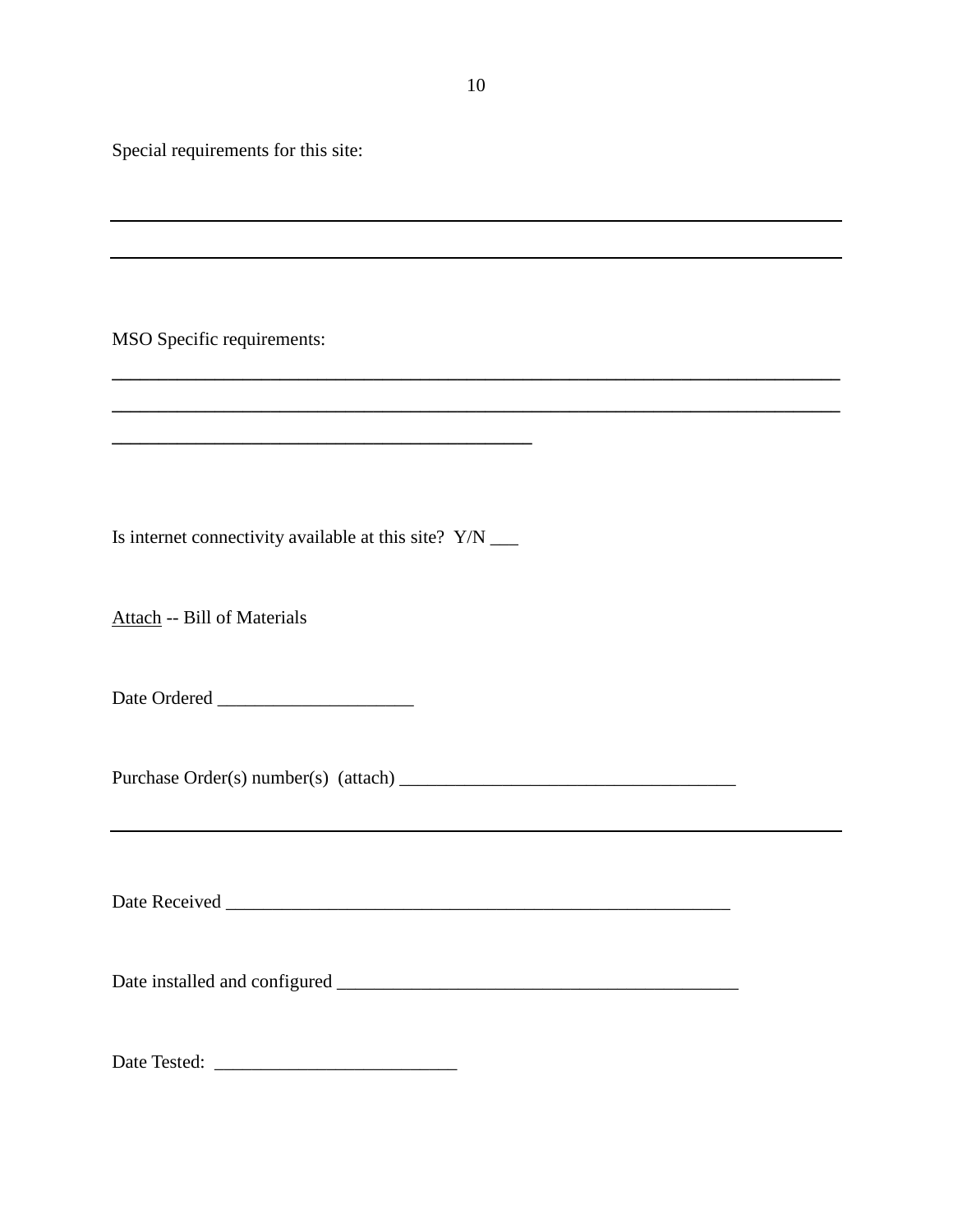Special requirements for this site:

\_\_\_\_\_\_\_\_\_\_\_\_\_\_\_\_\_\_\_\_\_\_\_\_\_\_\_\_\_\_\_\_\_\_\_\_\_\_\_\_\_\_\_\_\_\_\_\_\_\_\_\_\_\_\_\_\_\_\_\_\_\_\_\_\_\_\_\_\_\_\_\_\_\_\_\_

\_\_\_\_\_\_\_\_\_\_\_\_\_\_\_\_\_\_\_\_\_\_\_\_\_\_\_\_\_\_\_\_\_\_\_\_\_\_\_\_\_\_\_\_\_\_\_\_\_\_\_\_\_\_\_\_\_\_\_\_\_\_\_\_\_\_\_\_\_\_\_\_\_\_\_\_

MSO Specific requirements:

\_\_\_\_\_\_\_\_\_\_\_\_\_\_\_\_\_\_\_\_\_\_\_\_\_\_\_\_\_\_\_\_\_\_\_\_\_\_\_\_\_\_\_\_\_\_\_\_\_\_\_\_\_\_\_\_\_\_\_\_\_\_\_\_\_\_\_\_\_\_\_\_\_\_\_\_

\_\_\_\_\_\_\_\_\_\_\_\_\_\_\_\_\_\_\_\_\_\_\_\_\_\_\_\_\_\_\_\_\_\_\_\_\_\_\_\_\_\_\_\_\_\_\_\_\_\_\_\_\_\_\_\_\_\_\_\_\_\_\_\_\_\_\_\_\_\_\_\_\_\_\_\_

\_\_\_\_\_\_\_\_\_\_\_\_\_\_\_\_\_\_\_\_\_\_\_\_\_\_\_\_\_\_\_\_\_\_\_\_\_\_\_\_\_\_\_

Is internet connectivity available at this site? Y/N \_\_\_

<u>Attach</u> -- Bill of Materials

Date Ordered \_\_\_\_\_\_\_\_\_\_\_\_\_\_\_\_\_\_\_\_\_

Purchase Order(s) number(s) (attach) \_\_\_\_\_\_\_\_\_\_\_\_\_\_\_\_\_\_\_\_\_\_\_\_\_\_\_\_\_\_\_\_\_\_\_\_

\_\_\_\_\_\_\_\_\_\_\_\_\_\_\_\_\_\_\_\_\_\_\_\_\_\_\_\_\_\_\_\_\_\_\_\_\_\_\_\_\_\_\_\_\_\_\_\_\_\_\_\_\_\_\_\_\_\_\_\_\_\_\_\_\_\_\_\_\_\_\_\_\_\_\_\_

Date Received \_\_\_\_\_\_\_\_\_\_\_\_\_\_\_\_\_\_\_\_\_\_\_\_\_\_\_\_\_\_\_\_\_\_\_\_\_\_\_\_\_\_\_\_\_\_\_\_\_\_\_\_\_\_\_

Date installed and configured \_\_\_\_\_\_\_\_\_\_\_\_\_\_\_\_\_\_\_\_\_\_\_\_\_\_\_\_\_\_\_\_\_\_\_\_\_\_\_\_\_\_\_

Date Tested: \_\_\_\_\_\_\_\_\_\_\_\_\_\_\_\_\_\_\_\_\_\_\_\_\_\_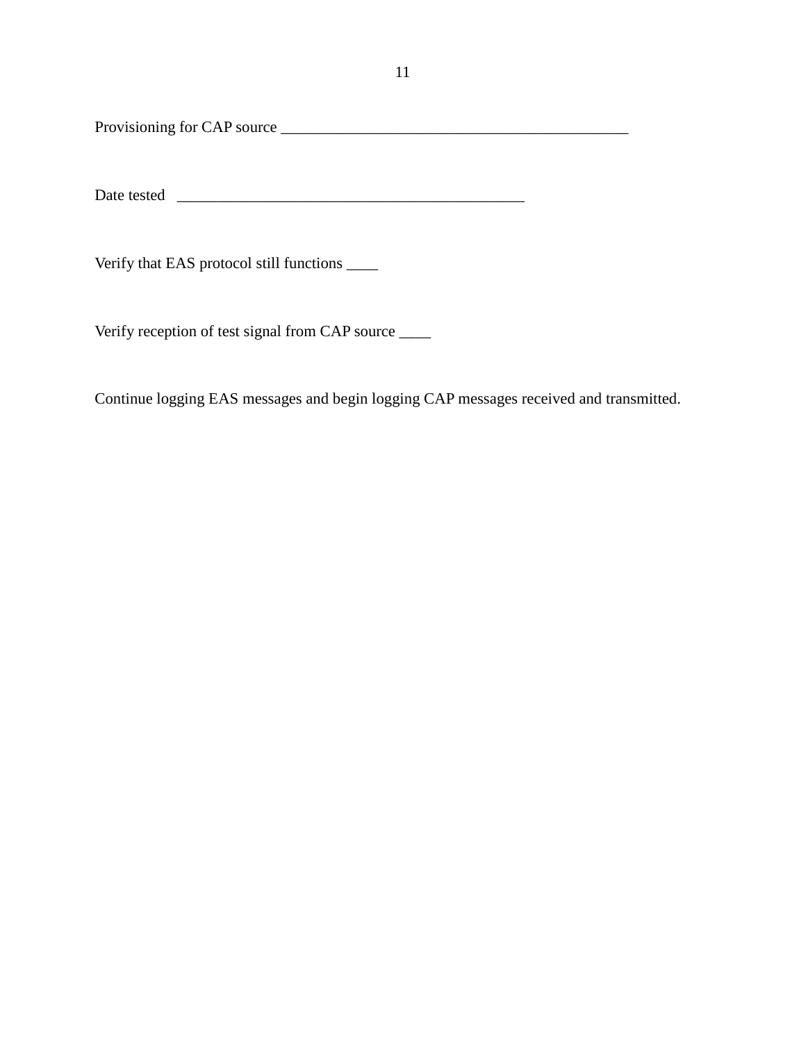Provisioning for CAP source ___________________________________________

Date tested   ___________________________________________

Verify that EAS protocol still functions ____

Verify reception of test signal from CAP source ____

Continue logging EAS messages and begin logging CAP messages received and transmitted.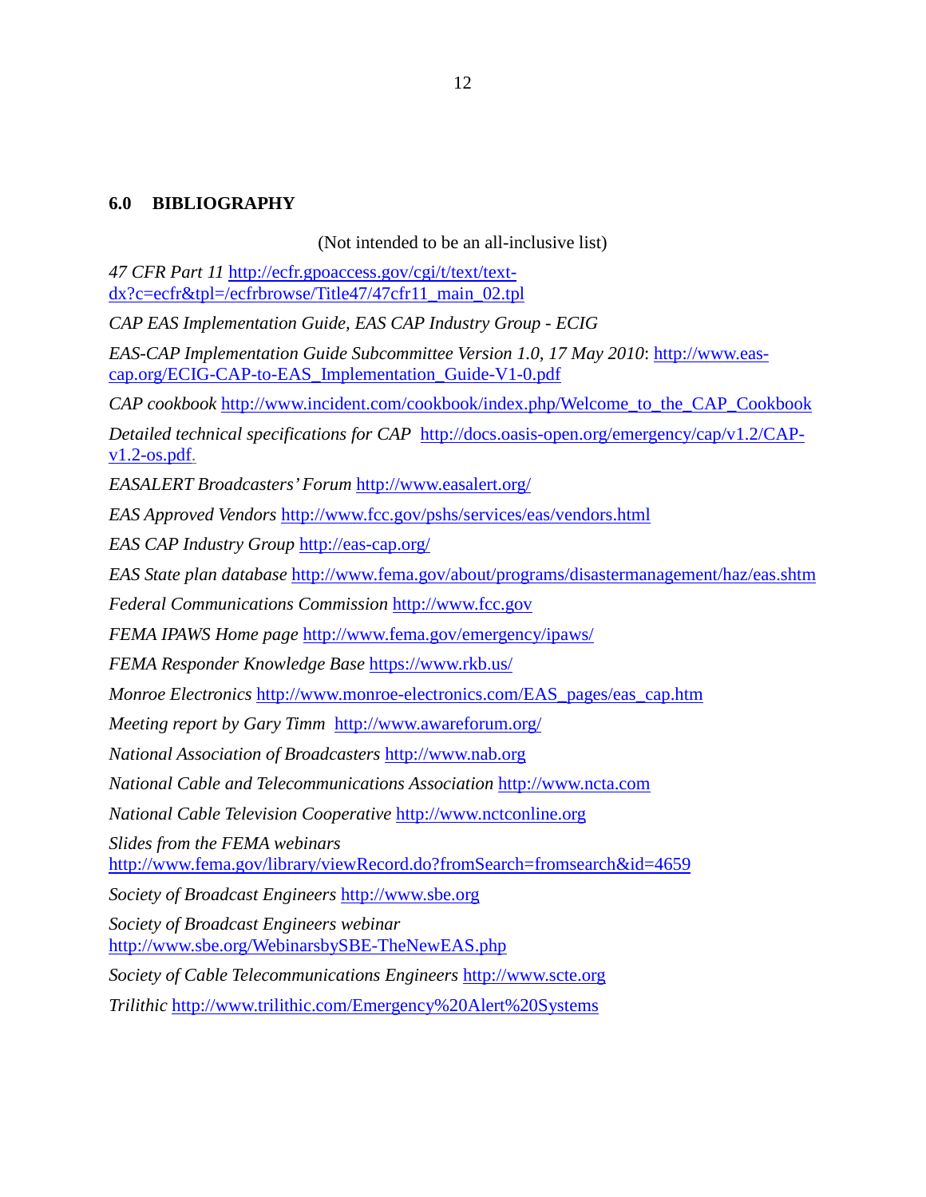## 6.0 BIBLIOGRAPHY

(Not intended to be an all-inclusive list)

*47 CFR Part 11* http://ecfr.gpoaccess.gov/cgi/t/text/text-dx?c=ecfr&tpl=/ecfrbrowse/Title47/47cfr11_main_02.tpl

*CAP EAS Implementation Guide, EAS CAP Industry Group - ECIG*

*EAS-CAP Implementation Guide Subcommittee Version 1.0, 17 May 2010*: http://www.eas-cap.org/ECIG-CAP-to-EAS_Implementation_Guide-V1-0.pdf

*CAP cookbook* http://www.incident.com/cookbook/index.php/Welcome_to_the_CAP_Cookbook

*Detailed technical specifications for CAP* http://docs.oasis-open.org/emergency/cap/v1.2/CAP-v1.2-os.pdf.

*EASALERT Broadcasters' Forum* http://www.easalert.org/

*EAS Approved Vendors* http://www.fcc.gov/pshs/services/eas/vendors.html

*EAS CAP Industry Group* http://eas-cap.org/

*EAS State plan database* http://www.fema.gov/about/programs/disastermanagement/haz/eas.shtm

*Federal Communications Commission* http://www.fcc.gov

*FEMA IPAWS Home page* http://www.fema.gov/emergency/ipaws/

*FEMA Responder Knowledge Base* https://www.rkb.us/

*Monroe Electronics* http://www.monroe-electronics.com/EAS_pages/eas_cap.htm

*Meeting report by Gary Timm* http://www.awareforum.org/

*National Association of Broadcasters* http://www.nab.org

*National Cable and Telecommunications Association* http://www.ncta.com

*National Cable Television Cooperative* http://www.nctconline.org

*Slides from the FEMA webinars*
http://www.fema.gov/library/viewRecord.do?fromSearch=fromsearch&id=4659

*Society of Broadcast Engineers* http://www.sbe.org

*Society of Broadcast Engineers webinar*
http://www.sbe.org/WebinarsbySBE-TheNewEAS.php

*Society of Cable Telecommunications Engineers* http://www.scte.org

*Trilithic* http://www.trilithic.com/Emergency%20Alert%20Systems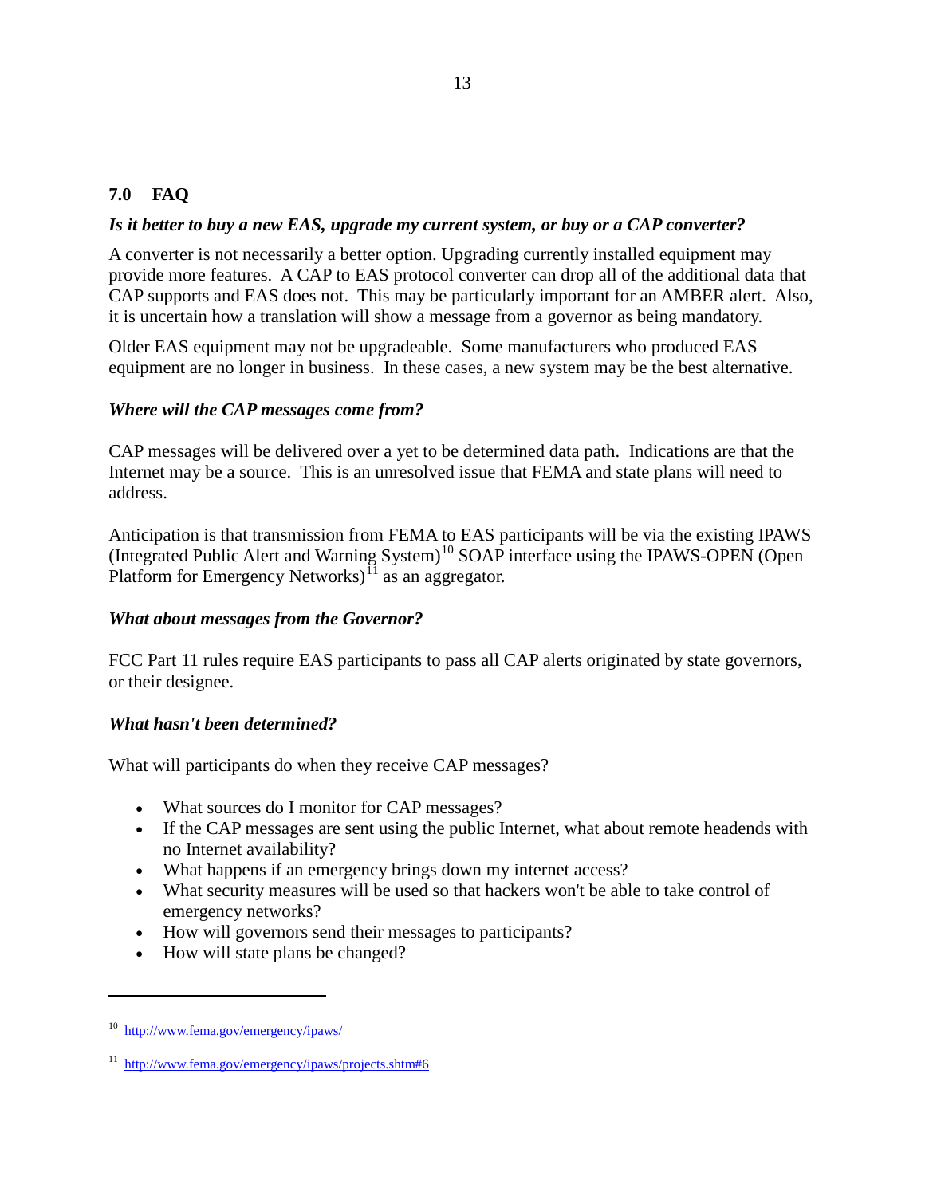## 7.0 FAQ

***Is it better to buy a new EAS, upgrade my current system, or buy or a CAP converter?***

A converter is not necessarily a better option. Upgrading currently installed equipment may provide more features. A CAP to EAS protocol converter can drop all of the additional data that CAP supports and EAS does not. This may be particularly important for an AMBER alert. Also, it is uncertain how a translation will show a message from a governor as being mandatory.

Older EAS equipment may not be upgradeable. Some manufacturers who produced EAS equipment are no longer in business. In these cases, a new system may be the best alternative.

***Where will the CAP messages come from?***

CAP messages will be delivered over a yet to be determined data path. Indications are that the Internet may be a source. This is an unresolved issue that FEMA and state plans will need to address.

Anticipation is that transmission from FEMA to EAS participants will be via the existing IPAWS (Integrated Public Alert and Warning System)[10] SOAP interface using the IPAWS-OPEN (Open Platform for Emergency Networks)[11] as an aggregator.

***What about messages from the Governor?***

FCC Part 11 rules require EAS participants to pass all CAP alerts originated by state governors, or their designee.

***What hasn't been determined?***

What will participants do when they receive CAP messages?

- What sources do I monitor for CAP messages?
- If the CAP messages are sent using the public Internet, what about remote headends with no Internet availability?
- What happens if an emergency brings down my internet access?
- What security measures will be used so that hackers won't be able to take control of emergency networks?
- How will governors send their messages to participants?
- How will state plans be changed?

---

[10] http://www.fema.gov/emergency/ipaws/

[11] http://www.fema.gov/emergency/ipaws/projects.shtm#6